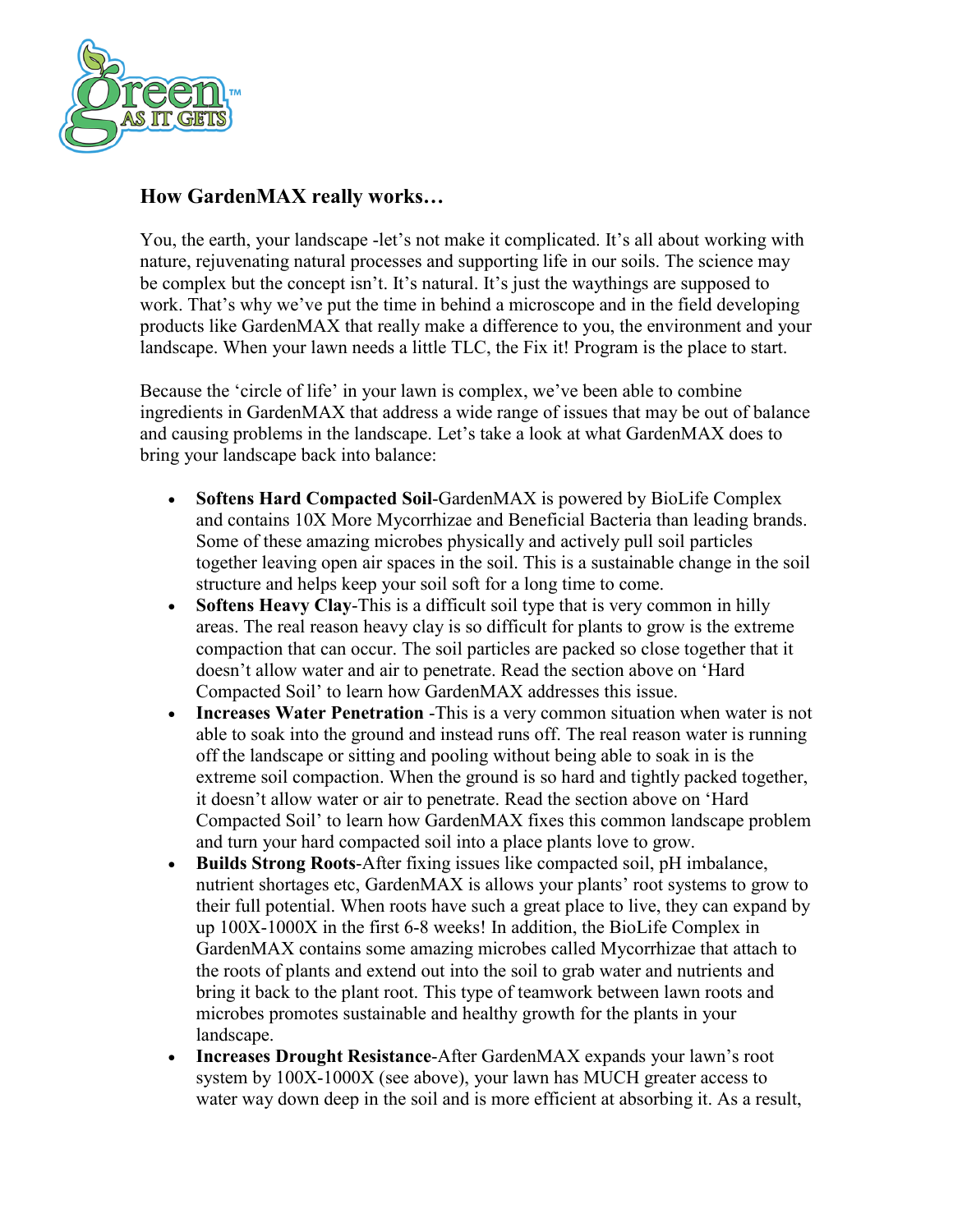## How GardenMAX really works…

You, the earth, your landscape -let's not make it complicated. It's all about working with nature, rejuvenating natural processes and supporting life in our soils. The science may be complex but the concept isn't. It's natural. It's just the waythings are supposed to work. That's why we've put the time in behind a microscope and in the field developing products like GardenMAX that really make a difference to you, the environment and your landscape. When your lawn needs a little TLC, the Fix it! Program is the place to start.

Because the 'circle of life' in your lawn is complex, we've been able to combine ingredients in GardenMAX that address a wide range of issues that may be out of balance and causing problems in the landscape. Let's take a look at what GardenMAX does to bring your landscape back into balance:

- **Softens Hard Compacted Soil**-GardenMAX is powered by BioLife Complex and contains 10X More Mycorrhizae and Beneficial Bacteria than leading brands. Some of these amazing microbes physically and actively pull soil particles together leaving open air spaces in the soil. This is a sustainable change in the soil structure and helps keep your soil soft for a long time to come.
- **Softens Heavy Clay**-This is a difficult soil type that is very common in hilly areas. The real reason heavy clay is so difficult for plants to grow is the extreme compaction that can occur. The soil particles are packed so close together that it doesn't allow water and air to penetrate. Read the section above on 'Hard Compacted Soil' to learn how GardenMAX addresses this issue.
- **Increases Water Penetration** -This is a very common situation when water is not able to soak into the ground and instead runs off. The real reason water is running off the landscape or sitting and pooling without being able to soak in is the extreme soil compaction. When the ground is so hard and tightly packed together, it doesn't allow water or air to penetrate. Read the section above on 'Hard Compacted Soil' to learn how GardenMAX fixes this common landscape problem and turn your hard compacted soil into a place plants love to grow.
- **Builds Strong Roots**-After fixing issues like compacted soil, pH imbalance, nutrient shortages etc, GardenMAX is allows your plants' root systems to grow to their full potential. When roots have such a great place to live, they can expand by up 100X-1000X in the first 6-8 weeks! In addition, the BioLife Complex in GardenMAX contains some amazing microbes called Mycorrhizae that attach to the roots of plants and extend out into the soil to grab water and nutrients and bring it back to the plant root. This type of teamwork between lawn roots and microbes promotes sustainable and healthy growth for the plants in your landscape.
- **Increases Drought Resistance**-After GardenMAX expands your lawn's root system by 100X-1000X (see above), your lawn has MUCH greater access to water way down deep in the soil and is more efficient at absorbing it. As a result,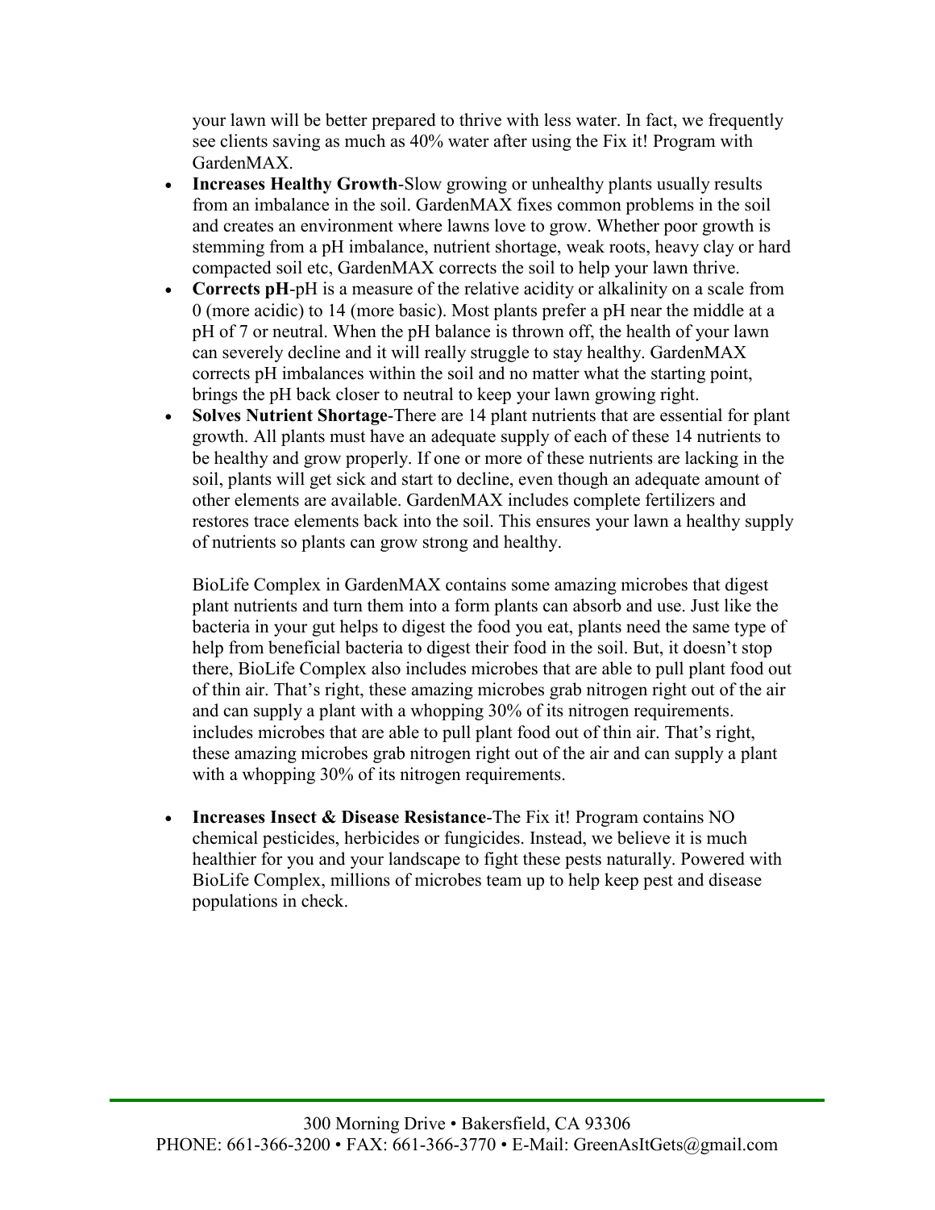your lawn will be better prepared to thrive with less water. In fact, we frequently see clients saving as much as 40% water after using the Fix it! Program with GardenMAX.

- **Increases Healthy Growth**-Slow growing or unhealthy plants usually results from an imbalance in the soil. GardenMAX fixes common problems in the soil and creates an environment where lawns love to grow. Whether poor growth is stemming from a pH imbalance, nutrient shortage, weak roots, heavy clay or hard compacted soil etc, GardenMAX corrects the soil to help your lawn thrive.
- **Corrects pH**-pH is a measure of the relative acidity or alkalinity on a scale from 0 (more acidic) to 14 (more basic). Most plants prefer a pH near the middle at a pH of 7 or neutral. When the pH balance is thrown off, the health of your lawn can severely decline and it will really struggle to stay healthy. GardenMAX corrects pH imbalances within the soil and no matter what the starting point, brings the pH back closer to neutral to keep your lawn growing right.
- **Solves Nutrient Shortage**-There are 14 plant nutrients that are essential for plant growth. All plants must have an adequate supply of each of these 14 nutrients to be healthy and grow properly. If one or more of these nutrients are lacking in the soil, plants will get sick and start to decline, even though an adequate amount of other elements are available. GardenMAX includes complete fertilizers and restores trace elements back into the soil. This ensures your lawn a healthy supply of nutrients so plants can grow strong and healthy.

  BioLife Complex in GardenMAX contains some amazing microbes that digest plant nutrients and turn them into a form plants can absorb and use. Just like the bacteria in your gut helps to digest the food you eat, plants need the same type of help from beneficial bacteria to digest their food in the soil. But, it doesn't stop there, BioLife Complex also includes microbes that are able to pull plant food out of thin air. That's right, these amazing microbes grab nitrogen right out of the air and can supply a plant with a whopping 30% of its nitrogen requirements. includes microbes that are able to pull plant food out of thin air. That's right, these amazing microbes grab nitrogen right out of the air and can supply a plant with a whopping 30% of its nitrogen requirements.

- **Increases Insect & Disease Resistance**-The Fix it! Program contains NO chemical pesticides, herbicides or fungicides. Instead, we believe it is much healthier for you and your landscape to fight these pests naturally. Powered with BioLife Complex, millions of microbes team up to help keep pest and disease populations in check.

300 Morning Drive • Bakersfield, CA 93306
PHONE: 661-366-3200 • FAX: 661-366-3770 • E-Mail: GreenAsItGets@gmail.com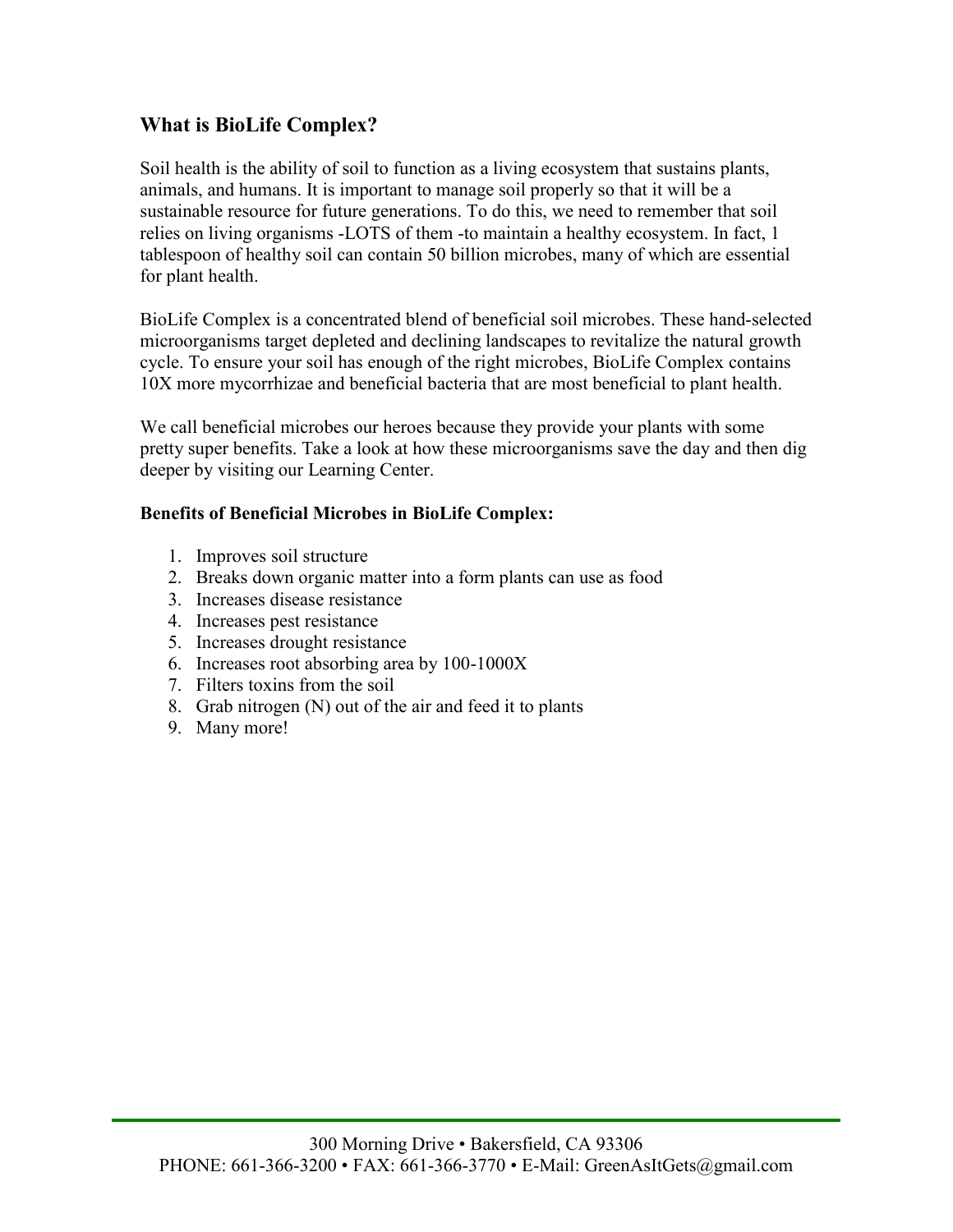## What is BioLife Complex?

Soil health is the ability of soil to function as a living ecosystem that sustains plants, animals, and humans. It is important to manage soil properly so that it will be a sustainable resource for future generations. To do this, we need to remember that soil relies on living organisms -LOTS of them -to maintain a healthy ecosystem. In fact, 1 tablespoon of healthy soil can contain 50 billion microbes, many of which are essential for plant health.

BioLife Complex is a concentrated blend of beneficial soil microbes. These hand-selected microorganisms target depleted and declining landscapes to revitalize the natural growth cycle. To ensure your soil has enough of the right microbes, BioLife Complex contains 10X more mycorrhizae and beneficial bacteria that are most beneficial to plant health.

We call beneficial microbes our heroes because they provide your plants with some pretty super benefits. Take a look at how these microorganisms save the day and then dig deeper by visiting our Learning Center.

**Benefits of Beneficial Microbes in BioLife Complex:**

1. Improves soil structure
2. Breaks down organic matter into a form plants can use as food
3. Increases disease resistance
4. Increases pest resistance
5. Increases drought resistance
6. Increases root absorbing area by 100-1000X
7. Filters toxins from the soil
8. Grab nitrogen (N) out of the air and feed it to plants
9. Many more!